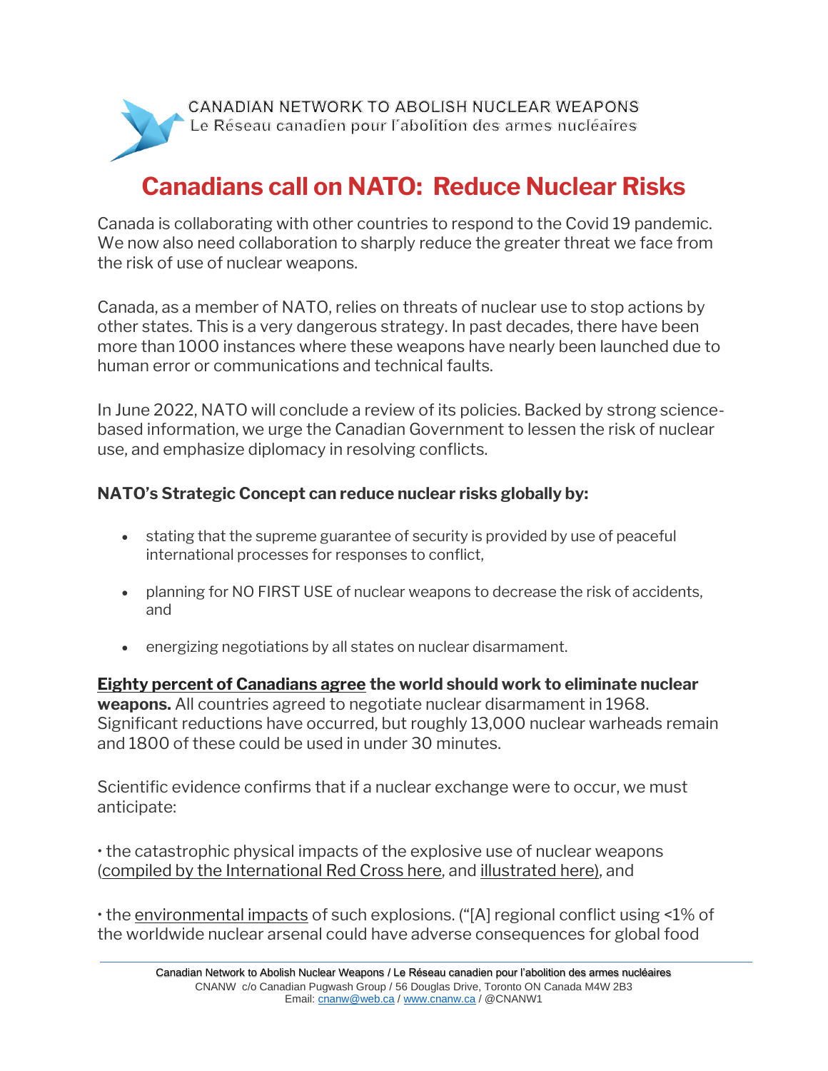CANADIAN NETWORK TO ABOLISH NUCLEAR WEAPONS
Le Réseau canadien pour l'abolition des armes nucléaires

# Canadians call on NATO: Reduce Nuclear Risks

Canada is collaborating with other countries to respond to the Covid 19 pandemic. We now also need collaboration to sharply reduce the greater threat we face from the risk of use of nuclear weapons.

Canada, as a member of NATO, relies on threats of nuclear use to stop actions by other states. This is a very dangerous strategy. In past decades, there have been more than 1000 instances where these weapons have nearly been launched due to human error or communications and technical faults.

In June 2022, NATO will conclude a review of its policies. Backed by strong science-based information, we urge the Canadian Government to lessen the risk of nuclear use, and emphasize diplomacy in resolving conflicts.

**NATO's Strategic Concept can reduce nuclear risks globally by:**

- stating that the supreme guarantee of security is provided by use of peaceful international processes for responses to conflict,
- planning for NO FIRST USE of nuclear weapons to decrease the risk of accidents, and
- energizing negotiations by all states on nuclear disarmament.

**Eighty percent of Canadians agree the world should work to eliminate nuclear weapons.** All countries agreed to negotiate nuclear disarmament in 1968. Significant reductions have occurred, but roughly 13,000 nuclear warheads remain and 1800 of these could be used in under 30 minutes.

Scientific evidence confirms that if a nuclear exchange were to occur, we must anticipate:

• the catastrophic physical impacts of the explosive use of nuclear weapons (compiled by the International Red Cross here, and illustrated here), and

• the environmental impacts of such explosions. ("[A] regional conflict using <1% of the worldwide nuclear arsenal could have adverse consequences for global food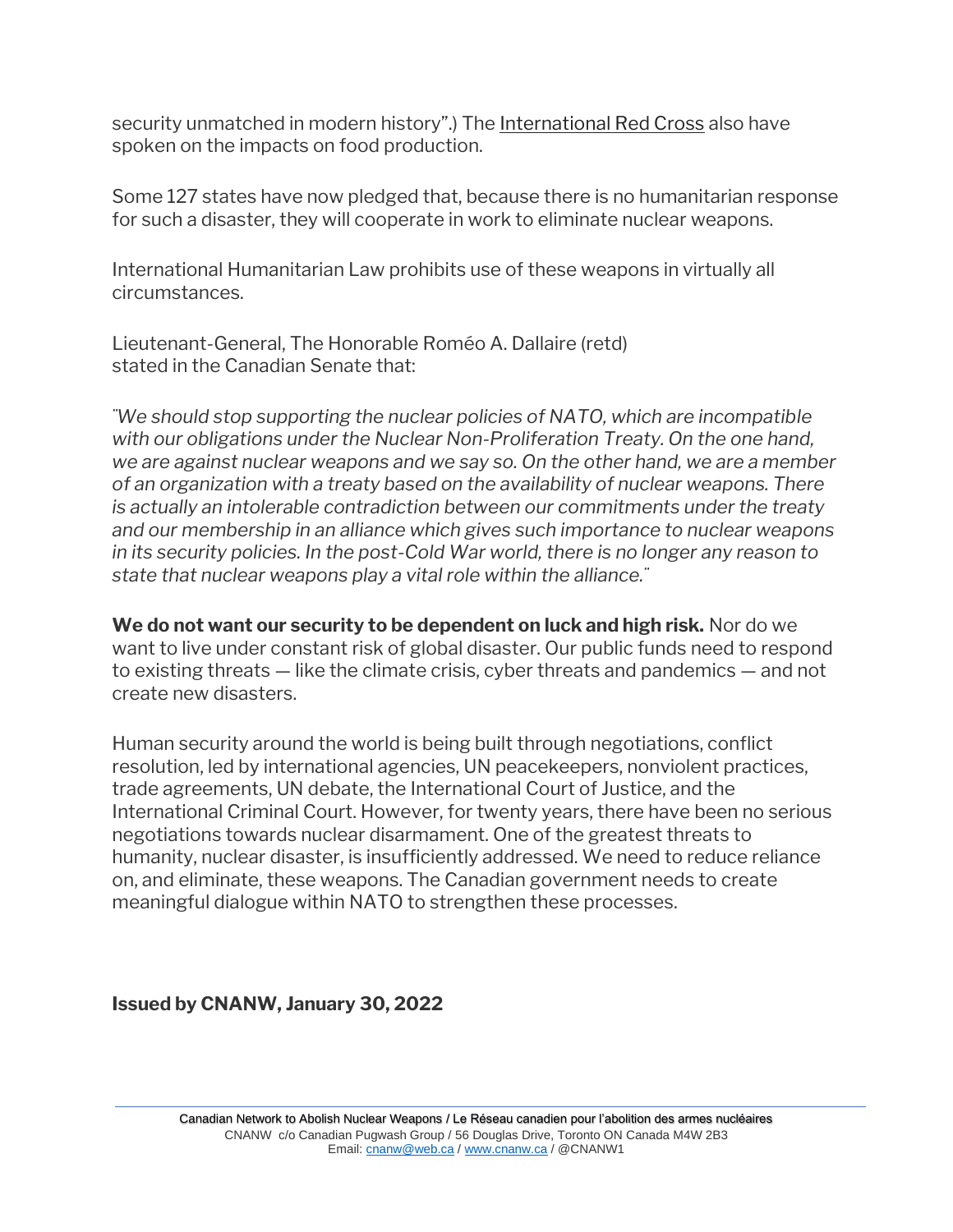security unmatched in modern history".) The International Red Cross also have spoken on the impacts on food production.

Some 127 states have now pledged that, because there is no humanitarian response for such a disaster, they will cooperate in work to eliminate nuclear weapons.

International Humanitarian Law prohibits use of these weapons in virtually all circumstances.

Lieutenant-General, The Honorable Roméo A. Dallaire (retd)
stated in the Canadian Senate that:

*"We should stop supporting the nuclear policies of NATO, which are incompatible with our obligations under the Nuclear Non-Proliferation Treaty. On the one hand, we are against nuclear weapons and we say so. On the other hand, we are a member of an organization with a treaty based on the availability of nuclear weapons. There is actually an intolerable contradiction between our commitments under the treaty and our membership in an alliance which gives such importance to nuclear weapons in its security policies. In the post-Cold War world, there is no longer any reason to state that nuclear weapons play a vital role within the alliance."*

**We do not want our security to be dependent on luck and high risk.** Nor do we want to live under constant risk of global disaster. Our public funds need to respond to existing threats — like the climate crisis, cyber threats and pandemics — and not create new disasters.

Human security around the world is being built through negotiations, conflict resolution, led by international agencies, UN peacekeepers, nonviolent practices, trade agreements, UN debate, the International Court of Justice, and the International Criminal Court. However, for twenty years, there have been no serious negotiations towards nuclear disarmament. One of the greatest threats to humanity, nuclear disaster, is insufficiently addressed. We need to reduce reliance on, and eliminate, these weapons. The Canadian government needs to create meaningful dialogue within NATO to strengthen these processes.

**Issued by CNANW, January 30, 2022**

Canadian Network to Abolish Nuclear Weapons / Le Réseau canadien pour l'abolition des armes nucléaires
CNANW c/o Canadian Pugwash Group / 56 Douglas Drive, Toronto ON Canada M4W 2B3
Email: cnanw@web.ca / www.cnanw.ca / @CNANW1